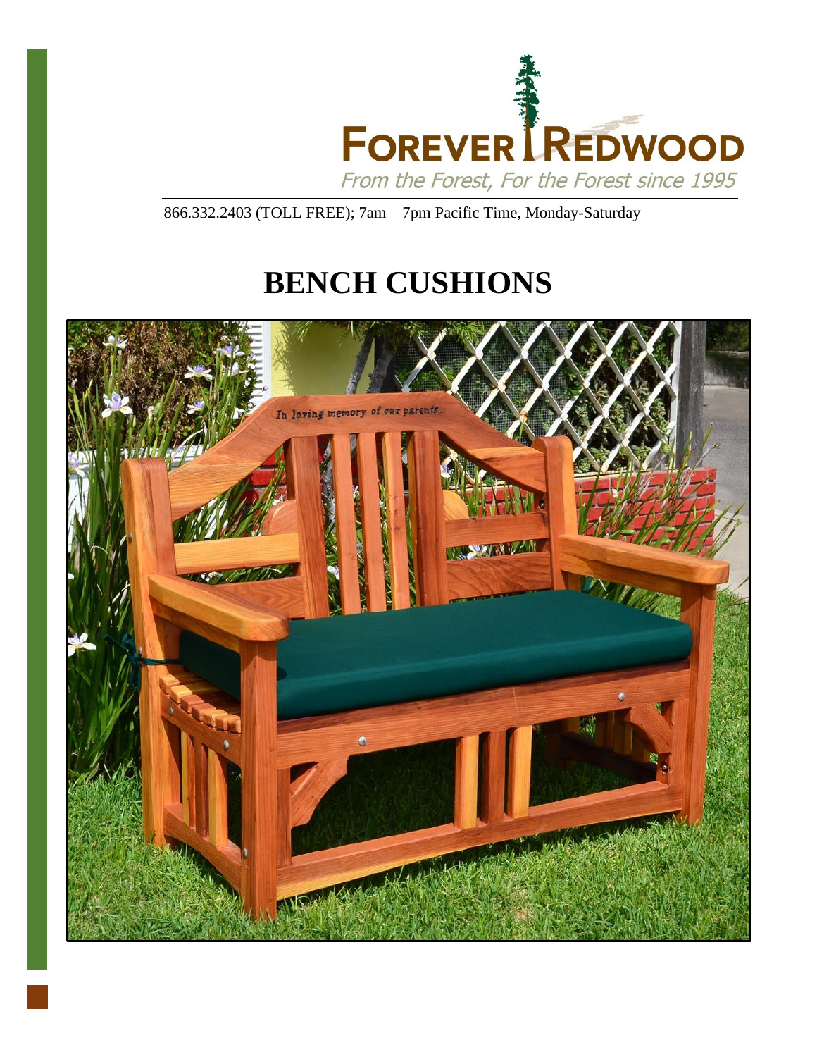FOREVER REDWOOD

*From the Forest, For the Forest since 1995*

866.332.2403 (TOLL FREE); 7am – 7pm Pacific Time, Monday-Saturday

# BENCH CUSHIONS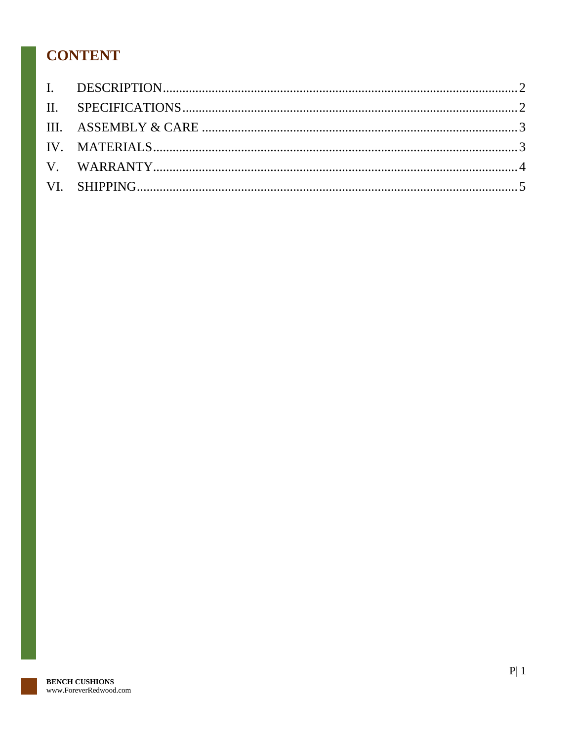## CONTENT

I. DESCRIPTION .......... 2
II. SPECIFICATIONS .......... 2
III. ASSEMBLY & CARE .......... 3
IV. MATERIALS .......... 3
V. WARRANTY .......... 4
VI. SHIPPING .......... 5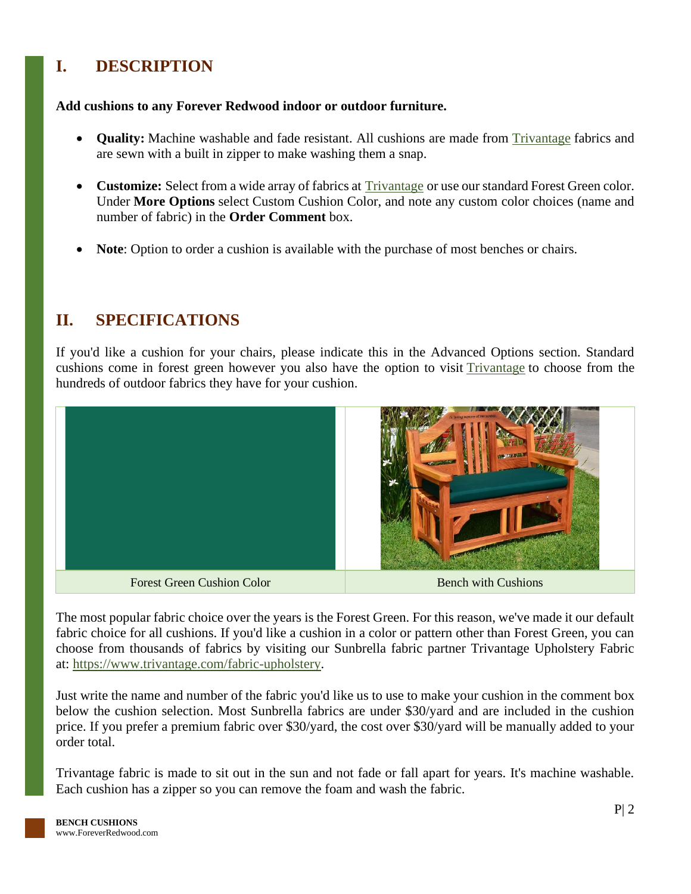## I. DESCRIPTION

**Add cushions to any Forever Redwood indoor or outdoor furniture.**

- **Quality:** Machine washable and fade resistant. All cushions are made from Trivantage fabrics and are sewn with a built in zipper to make washing them a snap.
- **Customize:** Select from a wide array of fabrics at Trivantage or use our standard Forest Green color. Under **More Options** select Custom Cushion Color, and note any custom color choices (name and number of fabric) in the **Order Comment** box.
- **Note**: Option to order a cushion is available with the purchase of most benches or chairs.

## II. SPECIFICATIONS

If you'd like a cushion for your chairs, please indicate this in the Advanced Options section. Standard cushions come in forest green however you also have the option to visit Trivantage to choose from the hundreds of outdoor fabrics they have for your cushion.

| Forest Green Cushion Color | Bench with Cushions |
|---|---|

The most popular fabric choice over the years is the Forest Green. For this reason, we've made it our default fabric choice for all cushions. If you'd like a cushion in a color or pattern other than Forest Green, you can choose from thousands of fabrics by visiting our Sunbrella fabric partner Trivantage Upholstery Fabric at: https://www.trivantage.com/fabric-upholstery.

Just write the name and number of the fabric you'd like us to use to make your cushion in the comment box below the cushion selection. Most Sunbrella fabrics are under $30/yard and are included in the cushion price. If you prefer a premium fabric over $30/yard, the cost over $30/yard will be manually added to your order total.

Trivantage fabric is made to sit out in the sun and not fade or fall apart for years. It's machine washable. Each cushion has a zipper so you can remove the foam and wash the fabric.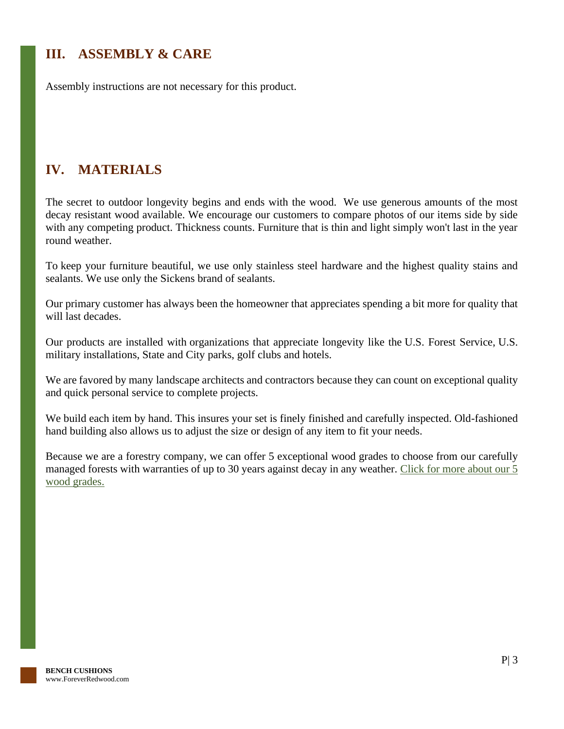## III. ASSEMBLY & CARE

Assembly instructions are not necessary for this product.

## IV. MATERIALS

The secret to outdoor longevity begins and ends with the wood. We use generous amounts of the most decay resistant wood available. We encourage our customers to compare photos of our items side by side with any competing product. Thickness counts. Furniture that is thin and light simply won't last in the year round weather.

To keep your furniture beautiful, we use only stainless steel hardware and the highest quality stains and sealants. We use only the Sickens brand of sealants.

Our primary customer has always been the homeowner that appreciates spending a bit more for quality that will last decades.

Our products are installed with organizations that appreciate longevity like the U.S. Forest Service, U.S. military installations, State and City parks, golf clubs and hotels.

We are favored by many landscape architects and contractors because they can count on exceptional quality and quick personal service to complete projects.

We build each item by hand. This insures your set is finely finished and carefully inspected. Old-fashioned hand building also allows us to adjust the size or design of any item to fit your needs.

Because we are a forestry company, we can offer 5 exceptional wood grades to choose from our carefully managed forests with warranties of up to 30 years against decay in any weather. Click for more about our 5 wood grades.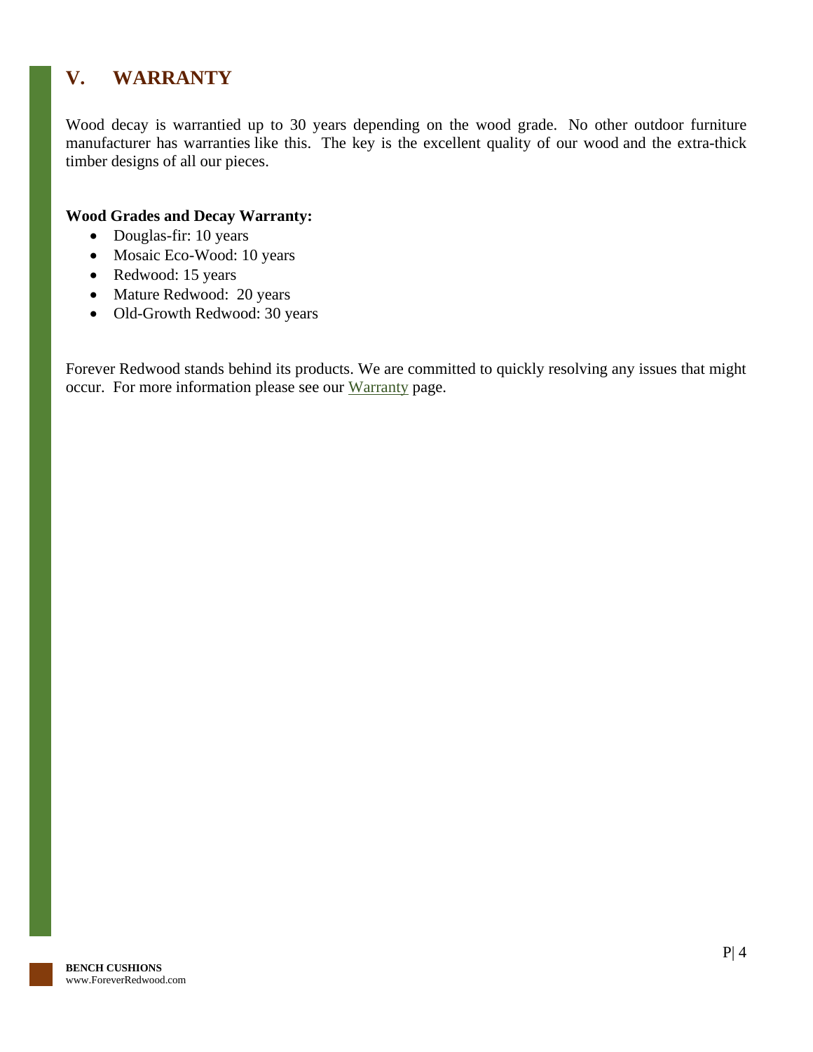# V. WARRANTY

Wood decay is warrantied up to 30 years depending on the wood grade. No other outdoor furniture manufacturer has warranties like this. The key is the excellent quality of our wood and the extra-thick timber designs of all our pieces.

**Wood Grades and Decay Warranty:**

- Douglas-fir: 10 years
- Mosaic Eco-Wood: 10 years
- Redwood: 15 years
- Mature Redwood: 20 years
- Old-Growth Redwood: 30 years

Forever Redwood stands behind its products. We are committed to quickly resolving any issues that might occur. For more information please see our Warranty page.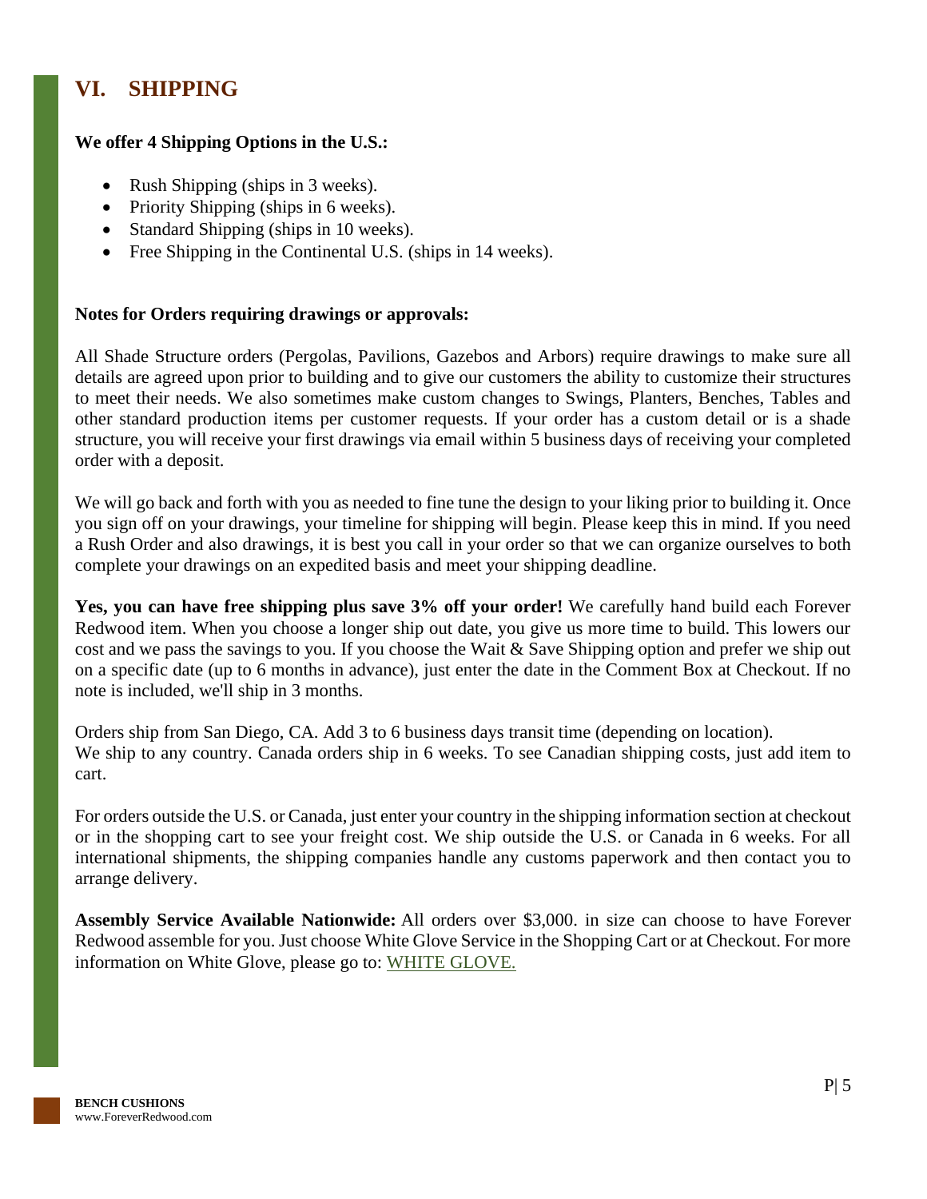## VI. SHIPPING

**We offer 4 Shipping Options in the U.S.:**

- Rush Shipping (ships in 3 weeks).
- Priority Shipping (ships in 6 weeks).
- Standard Shipping (ships in 10 weeks).
- Free Shipping in the Continental U.S. (ships in 14 weeks).

**Notes for Orders requiring drawings or approvals:**

All Shade Structure orders (Pergolas, Pavilions, Gazebos and Arbors) require drawings to make sure all details are agreed upon prior to building and to give our customers the ability to customize their structures to meet their needs. We also sometimes make custom changes to Swings, Planters, Benches, Tables and other standard production items per customer requests. If your order has a custom detail or is a shade structure, you will receive your first drawings via email within 5 business days of receiving your completed order with a deposit.

We will go back and forth with you as needed to fine tune the design to your liking prior to building it. Once you sign off on your drawings, your timeline for shipping will begin. Please keep this in mind. If you need a Rush Order and also drawings, it is best you call in your order so that we can organize ourselves to both complete your drawings on an expedited basis and meet your shipping deadline.

**Yes, you can have free shipping plus save 3% off your order!** We carefully hand build each Forever Redwood item. When you choose a longer ship out date, you give us more time to build. This lowers our cost and we pass the savings to you. If you choose the Wait & Save Shipping option and prefer we ship out on a specific date (up to 6 months in advance), just enter the date in the Comment Box at Checkout. If no note is included, we'll ship in 3 months.

Orders ship from San Diego, CA. Add 3 to 6 business days transit time (depending on location).
We ship to any country. Canada orders ship in 6 weeks. To see Canadian shipping costs, just add item to cart.

For orders outside the U.S. or Canada, just enter your country in the shipping information section at checkout or in the shopping cart to see your freight cost. We ship outside the U.S. or Canada in 6 weeks. For all international shipments, the shipping companies handle any customs paperwork and then contact you to arrange delivery.

**Assembly Service Available Nationwide:** All orders over $3,000. in size can choose to have Forever Redwood assemble for you. Just choose White Glove Service in the Shopping Cart or at Checkout. For more information on White Glove, please go to: WHITE GLOVE.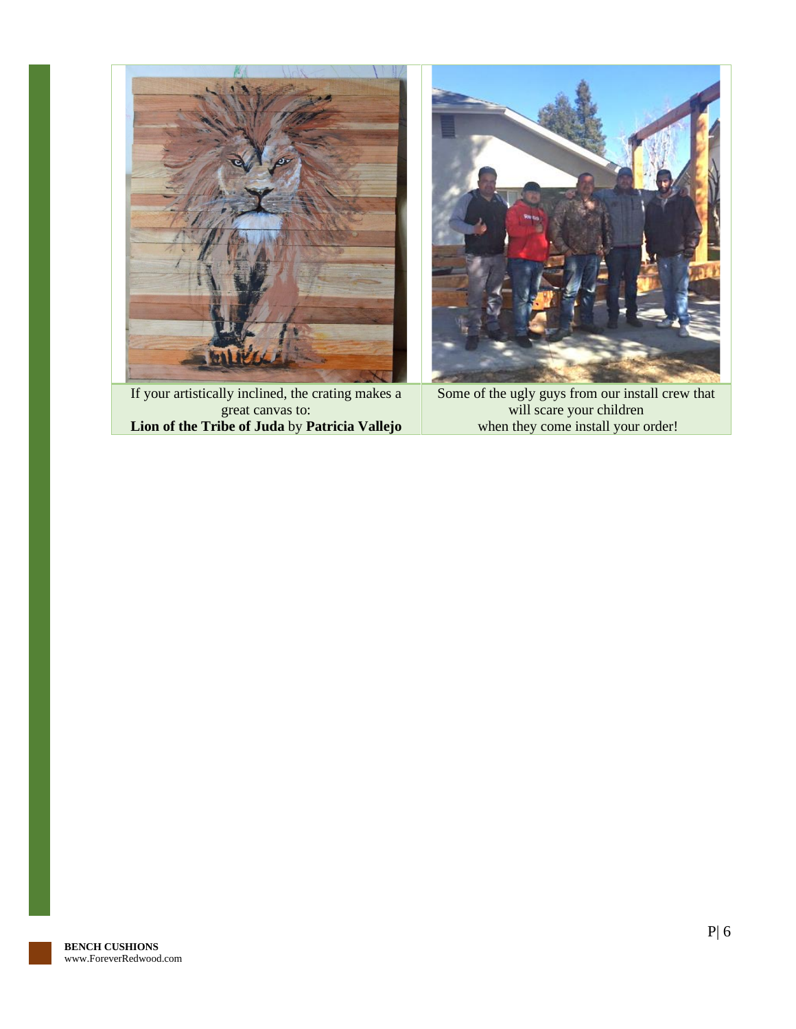| | |
|---|---|
| If your artistically inclined, the crating makes a great canvas to: **Lion of the Tribe of Juda** by **Patricia Vallejo** | Some of the ugly guys from our install crew that will scare your children when they come install your order! |